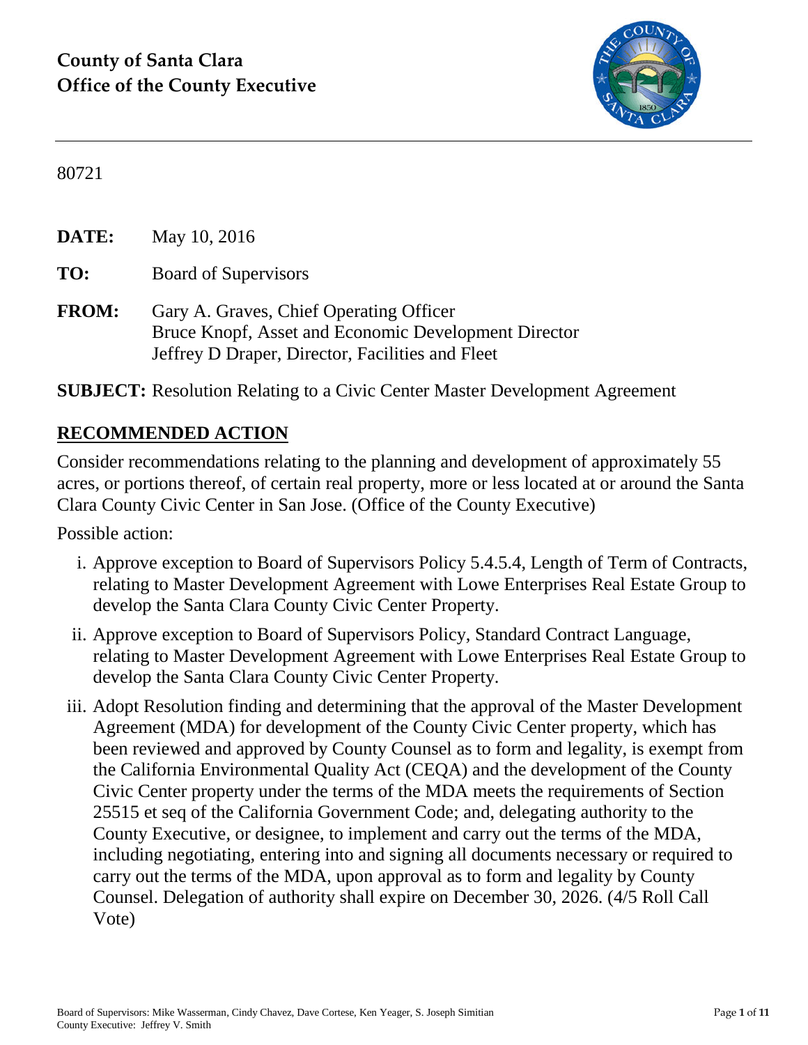**County of Santa Clara**
**Office of the County Executive**

80721

**DATE:** May 10, 2016

**TO:** Board of Supervisors

**FROM:** Gary A. Graves, Chief Operating Officer
Bruce Knopf, Asset and Economic Development Director
Jeffrey D Draper, Director, Facilities and Fleet

**SUBJECT:** Resolution Relating to a Civic Center Master Development Agreement

## RECOMMENDED ACTION

Consider recommendations relating to the planning and development of approximately 55 acres, or portions thereof, of certain real property, more or less located at or around the Santa Clara County Civic Center in San Jose. (Office of the County Executive)

Possible action:

i. Approve exception to Board of Supervisors Policy 5.4.5.4, Length of Term of Contracts, relating to Master Development Agreement with Lowe Enterprises Real Estate Group to develop the Santa Clara County Civic Center Property.

ii. Approve exception to Board of Supervisors Policy, Standard Contract Language, relating to Master Development Agreement with Lowe Enterprises Real Estate Group to develop the Santa Clara County Civic Center Property.

iii. Adopt Resolution finding and determining that the approval of the Master Development Agreement (MDA) for development of the County Civic Center property, which has been reviewed and approved by County Counsel as to form and legality, is exempt from the California Environmental Quality Act (CEQA) and the development of the County Civic Center property under the terms of the MDA meets the requirements of Section 25515 et seq of the California Government Code; and, delegating authority to the County Executive, or designee, to implement and carry out the terms of the MDA, including negotiating, entering into and signing all documents necessary or required to carry out the terms of the MDA, upon approval as to form and legality by County Counsel. Delegation of authority shall expire on December 30, 2026. (4/5 Roll Call Vote)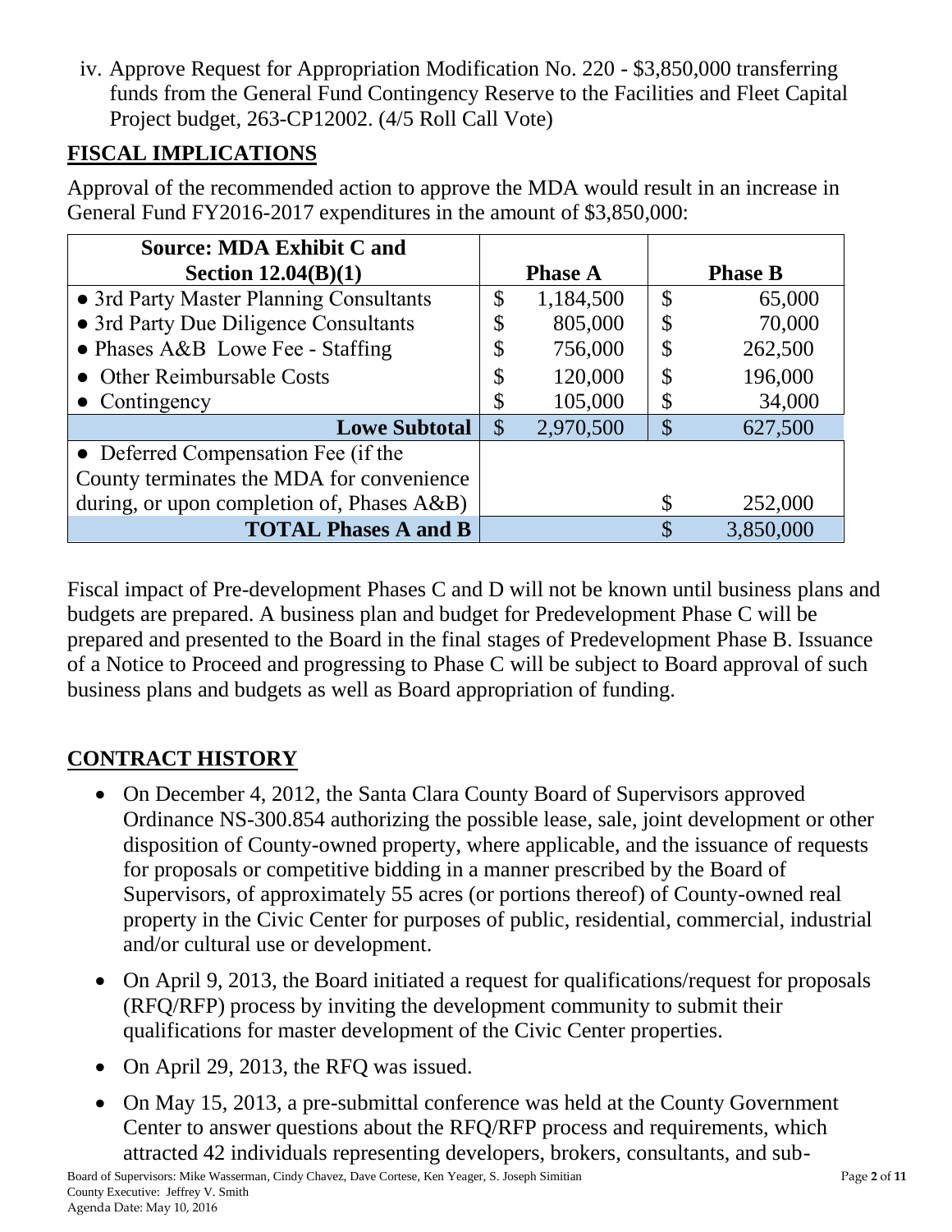iv. Approve Request for Appropriation Modification No. 220 - $3,850,000 transferring funds from the General Fund Contingency Reserve to the Facilities and Fleet Capital Project budget, 263-CP12002. (4/5 Roll Call Vote)

## FISCAL IMPLICATIONS

Approval of the recommended action to approve the MDA would result in an increase in General Fund FY2016-2017 expenditures in the amount of $3,850,000:

| Source: MDA Exhibit C and Section 12.04(B)(1) | Phase A | Phase B |
|---|---|---|
| • 3rd Party Master Planning Consultants | $ 1,184,500 | $ 65,000 |
| • 3rd Party Due Diligence Consultants | $ 805,000 | $ 70,000 |
| • Phases A&B Lowe Fee - Staffing | $ 756,000 | $ 262,500 |
| • Other Reimbursable Costs | $ 120,000 | $ 196,000 |
| • Contingency | $ 105,000 | $ 34,000 |
| **Lowe Subtotal** | $ 2,970,500 | $ 627,500 |
| • Deferred Compensation Fee (if the County terminates the MDA for convenience during, or upon completion of, Phases A&B) | | $ 252,000 |
| **TOTAL Phases A and B** | | $ 3,850,000 |

Fiscal impact of Pre-development Phases C and D will not be known until business plans and budgets are prepared. A business plan and budget for Predevelopment Phase C will be prepared and presented to the Board in the final stages of Predevelopment Phase B. Issuance of a Notice to Proceed and progressing to Phase C will be subject to Board approval of such business plans and budgets as well as Board appropriation of funding.

## CONTRACT HISTORY

- On December 4, 2012, the Santa Clara County Board of Supervisors approved Ordinance NS-300.854 authorizing the possible lease, sale, joint development or other disposition of County-owned property, where applicable, and the issuance of requests for proposals or competitive bidding in a manner prescribed by the Board of Supervisors, of approximately 55 acres (or portions thereof) of County-owned real property in the Civic Center for purposes of public, residential, commercial, industrial and/or cultural use or development.
- On April 9, 2013, the Board initiated a request for qualifications/request for proposals (RFQ/RFP) process by inviting the development community to submit their qualifications for master development of the Civic Center properties.
- On April 29, 2013, the RFQ was issued.
- On May 15, 2013, a pre-submittal conference was held at the County Government Center to answer questions about the RFQ/RFP process and requirements, which attracted 42 individuals representing developers, brokers, consultants, and sub-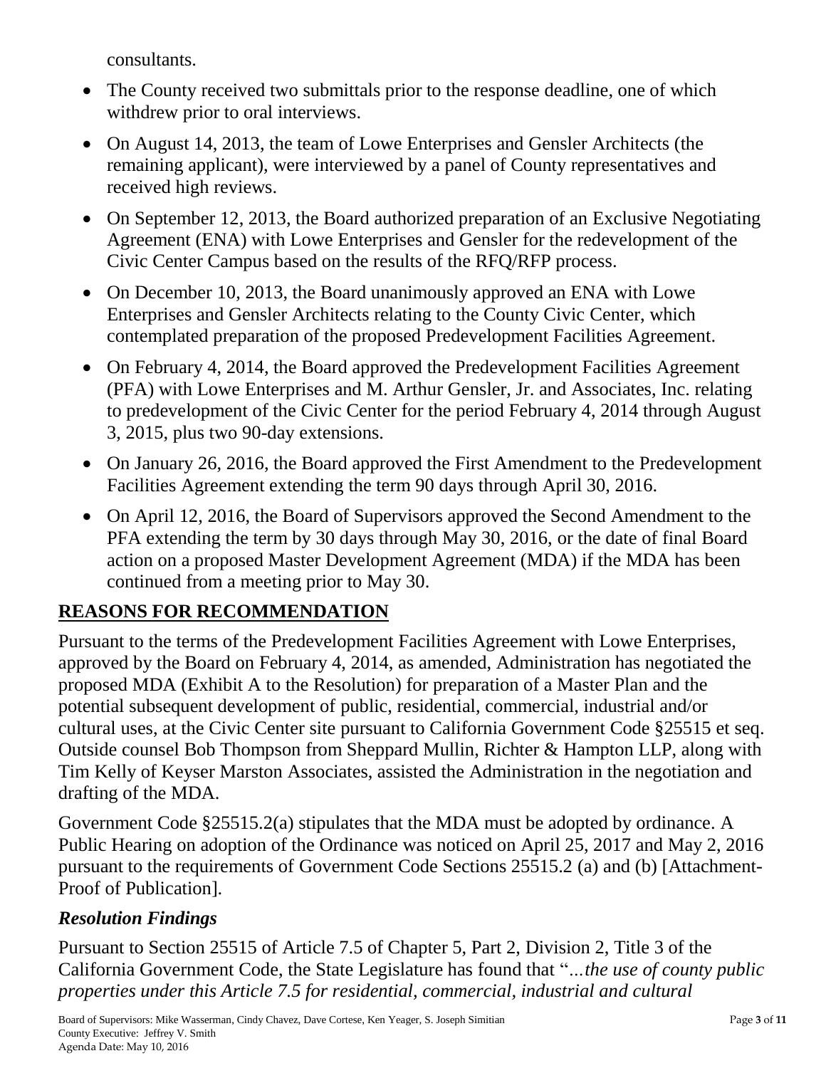consultants.

- The County received two submittals prior to the response deadline, one of which withdrew prior to oral interviews.
- On August 14, 2013, the team of Lowe Enterprises and Gensler Architects (the remaining applicant), were interviewed by a panel of County representatives and received high reviews.
- On September 12, 2013, the Board authorized preparation of an Exclusive Negotiating Agreement (ENA) with Lowe Enterprises and Gensler for the redevelopment of the Civic Center Campus based on the results of the RFQ/RFP process.
- On December 10, 2013, the Board unanimously approved an ENA with Lowe Enterprises and Gensler Architects relating to the County Civic Center, which contemplated preparation of the proposed Predevelopment Facilities Agreement.
- On February 4, 2014, the Board approved the Predevelopment Facilities Agreement (PFA) with Lowe Enterprises and M. Arthur Gensler, Jr. and Associates, Inc. relating to predevelopment of the Civic Center for the period February 4, 2014 through August 3, 2015, plus two 90-day extensions.
- On January 26, 2016, the Board approved the First Amendment to the Predevelopment Facilities Agreement extending the term 90 days through April 30, 2016.
- On April 12, 2016, the Board of Supervisors approved the Second Amendment to the PFA extending the term by 30 days through May 30, 2016, or the date of final Board action on a proposed Master Development Agreement (MDA) if the MDA has been continued from a meeting prior to May 30.

## REASONS FOR RECOMMENDATION

Pursuant to the terms of the Predevelopment Facilities Agreement with Lowe Enterprises, approved by the Board on February 4, 2014, as amended, Administration has negotiated the proposed MDA (Exhibit A to the Resolution) for preparation of a Master Plan and the potential subsequent development of public, residential, commercial, industrial and/or cultural uses, at the Civic Center site pursuant to California Government Code §25515 et seq. Outside counsel Bob Thompson from Sheppard Mullin, Richter & Hampton LLP, along with Tim Kelly of Keyser Marston Associates, assisted the Administration in the negotiation and drafting of the MDA.

Government Code §25515.2(a) stipulates that the MDA must be adopted by ordinance. A Public Hearing on adoption of the Ordinance was noticed on April 25, 2017 and May 2, 2016 pursuant to the requirements of Government Code Sections 25515.2 (a) and (b) [Attachment-Proof of Publication].

### *Resolution Findings*

Pursuant to Section 25515 of Article 7.5 of Chapter 5, Part 2, Division 2, Title 3 of the California Government Code, the State Legislature has found that "*…the use of county public properties under this Article 7.5 for residential, commercial, industrial and cultural*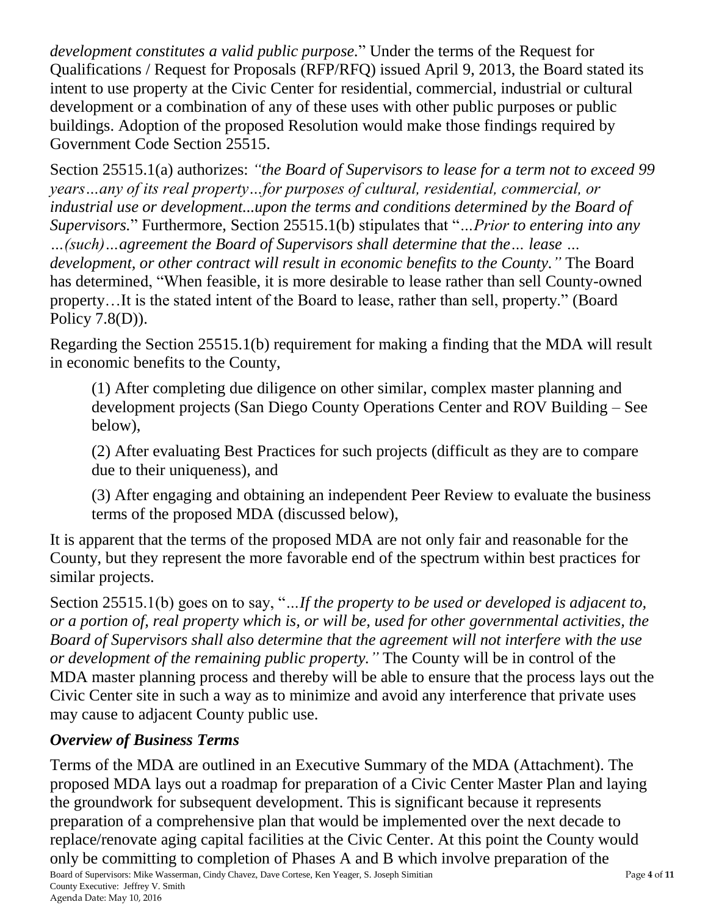*development constitutes a valid public purpose.*" Under the terms of the Request for Qualifications / Request for Proposals (RFP/RFQ) issued April 9, 2013, the Board stated its intent to use property at the Civic Center for residential, commercial, industrial or cultural development or a combination of any of these uses with other public purposes or public buildings. Adoption of the proposed Resolution would make those findings required by Government Code Section 25515.

Section 25515.1(a) authorizes: *"the Board of Supervisors to lease for a term not to exceed 99 years…any of its real property…for purposes of cultural, residential, commercial, or industrial use or development...upon the terms and conditions determined by the Board of Supervisors.*" Furthermore, Section 25515.1(b) stipulates that "*…Prior to entering into any …(such)…agreement the Board of Supervisors shall determine that the… lease … development, or other contract will result in economic benefits to the County."* The Board has determined, "When feasible, it is more desirable to lease rather than sell County-owned property…It is the stated intent of the Board to lease, rather than sell, property." (Board Policy 7.8(D)).

Regarding the Section 25515.1(b) requirement for making a finding that the MDA will result in economic benefits to the County,

(1) After completing due diligence on other similar, complex master planning and development projects (San Diego County Operations Center and ROV Building – See below),

(2) After evaluating Best Practices for such projects (difficult as they are to compare due to their uniqueness), and

(3) After engaging and obtaining an independent Peer Review to evaluate the business terms of the proposed MDA (discussed below),

It is apparent that the terms of the proposed MDA are not only fair and reasonable for the County, but they represent the more favorable end of the spectrum within best practices for similar projects.

Section 25515.1(b) goes on to say, "*…If the property to be used or developed is adjacent to, or a portion of, real property which is, or will be, used for other governmental activities, the Board of Supervisors shall also determine that the agreement will not interfere with the use or development of the remaining public property."* The County will be in control of the MDA master planning process and thereby will be able to ensure that the process lays out the Civic Center site in such a way as to minimize and avoid any interference that private uses may cause to adjacent County public use.

### *Overview of Business Terms*

Terms of the MDA are outlined in an Executive Summary of the MDA (Attachment). The proposed MDA lays out a roadmap for preparation of a Civic Center Master Plan and laying the groundwork for subsequent development. This is significant because it represents preparation of a comprehensive plan that would be implemented over the next decade to replace/renovate aging capital facilities at the Civic Center. At this point the County would only be committing to completion of Phases A and B which involve preparation of the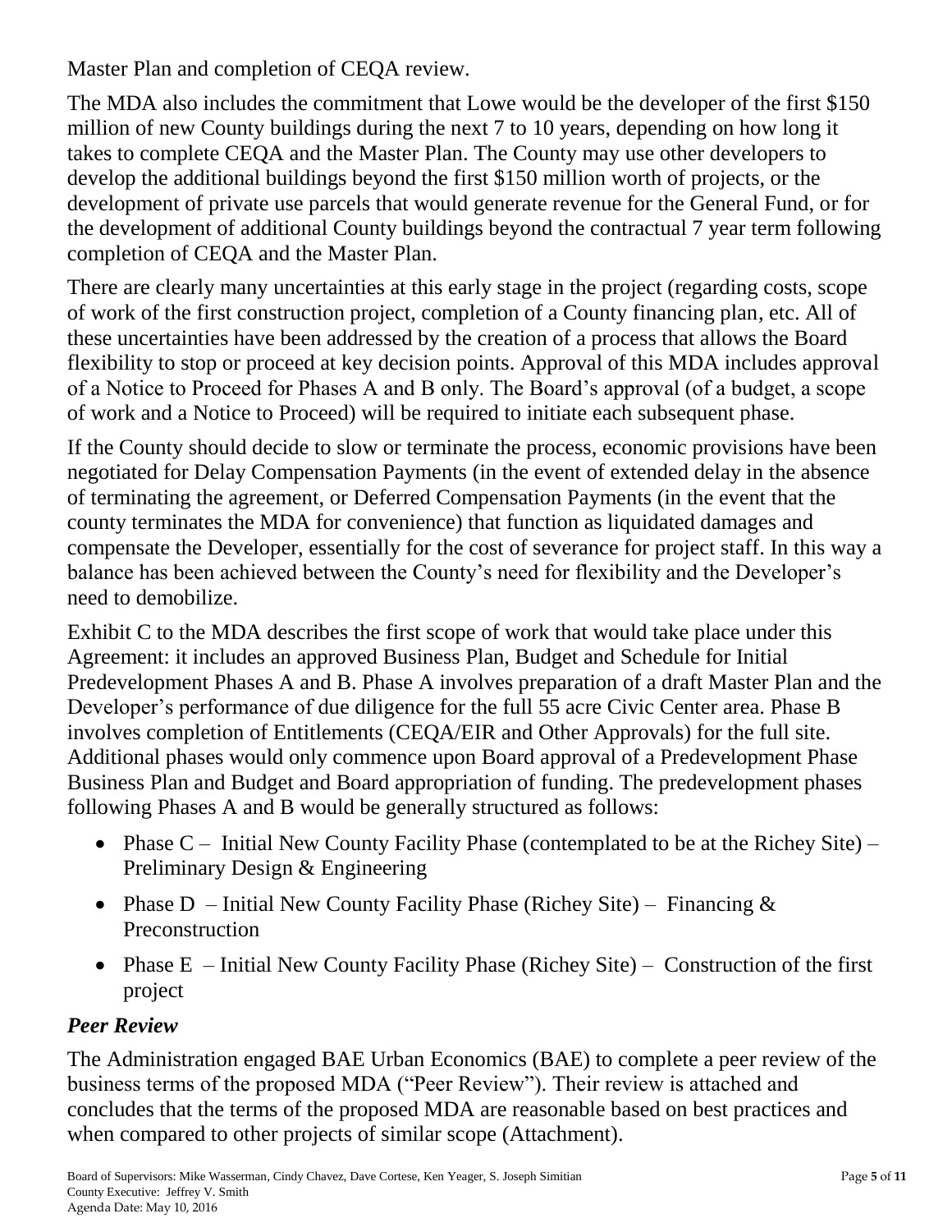Master Plan and completion of CEQA review.

The MDA also includes the commitment that Lowe would be the developer of the first $150 million of new County buildings during the next 7 to 10 years, depending on how long it takes to complete CEQA and the Master Plan. The County may use other developers to develop the additional buildings beyond the first $150 million worth of projects, or the development of private use parcels that would generate revenue for the General Fund, or for the development of additional County buildings beyond the contractual 7 year term following completion of CEQA and the Master Plan.

There are clearly many uncertainties at this early stage in the project (regarding costs, scope of work of the first construction project, completion of a County financing plan, etc. All of these uncertainties have been addressed by the creation of a process that allows the Board flexibility to stop or proceed at key decision points. Approval of this MDA includes approval of a Notice to Proceed for Phases A and B only. The Board's approval (of a budget, a scope of work and a Notice to Proceed) will be required to initiate each subsequent phase.

If the County should decide to slow or terminate the process, economic provisions have been negotiated for Delay Compensation Payments (in the event of extended delay in the absence of terminating the agreement, or Deferred Compensation Payments (in the event that the county terminates the MDA for convenience) that function as liquidated damages and compensate the Developer, essentially for the cost of severance for project staff. In this way a balance has been achieved between the County's need for flexibility and the Developer's need to demobilize.

Exhibit C to the MDA describes the first scope of work that would take place under this Agreement: it includes an approved Business Plan, Budget and Schedule for Initial Predevelopment Phases A and B. Phase A involves preparation of a draft Master Plan and the Developer's performance of due diligence for the full 55 acre Civic Center area. Phase B involves completion of Entitlements (CEQA/EIR and Other Approvals) for the full site. Additional phases would only commence upon Board approval of a Predevelopment Phase Business Plan and Budget and Board appropriation of funding. The predevelopment phases following Phases A and B would be generally structured as follows:

- Phase C – Initial New County Facility Phase (contemplated to be at the Richey Site) – Preliminary Design & Engineering
- Phase D – Initial New County Facility Phase (Richey Site) – Financing & Preconstruction
- Phase E – Initial New County Facility Phase (Richey Site) – Construction of the first project

### *Peer Review*

The Administration engaged BAE Urban Economics (BAE) to complete a peer review of the business terms of the proposed MDA ("Peer Review"). Their review is attached and concludes that the terms of the proposed MDA are reasonable based on best practices and when compared to other projects of similar scope (Attachment).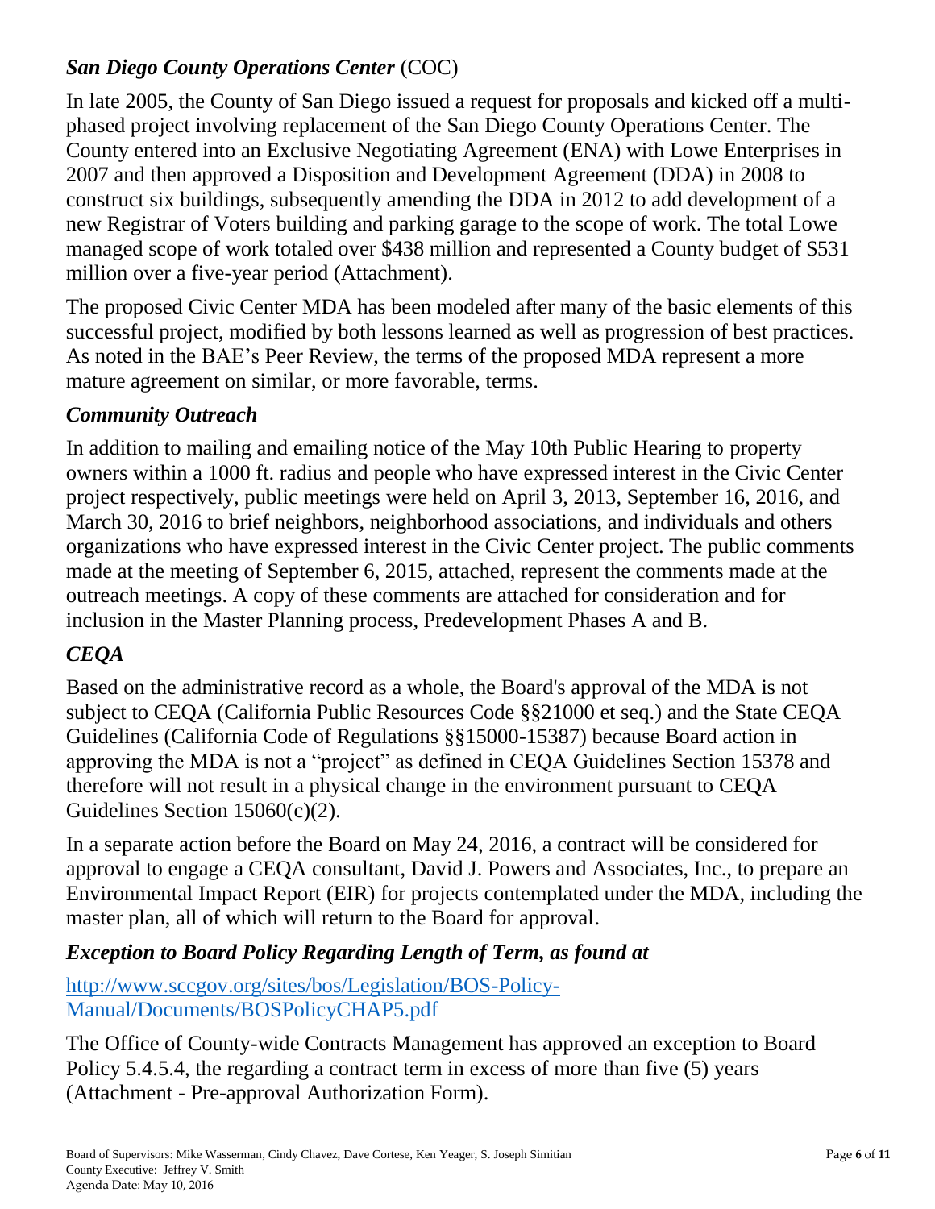### *San Diego County Operations Center* (COC)

In late 2005, the County of San Diego issued a request for proposals and kicked off a multi-phased project involving replacement of the San Diego County Operations Center. The County entered into an Exclusive Negotiating Agreement (ENA) with Lowe Enterprises in 2007 and then approved a Disposition and Development Agreement (DDA) in 2008 to construct six buildings, subsequently amending the DDA in 2012 to add development of a new Registrar of Voters building and parking garage to the scope of work. The total Lowe managed scope of work totaled over $438 million and represented a County budget of $531 million over a five-year period (Attachment).

The proposed Civic Center MDA has been modeled after many of the basic elements of this successful project, modified by both lessons learned as well as progression of best practices. As noted in the BAE's Peer Review, the terms of the proposed MDA represent a more mature agreement on similar, or more favorable, terms.

### *Community Outreach*

In addition to mailing and emailing notice of the May 10th Public Hearing to property owners within a 1000 ft. radius and people who have expressed interest in the Civic Center project respectively, public meetings were held on April 3, 2013, September 16, 2016, and March 30, 2016 to brief neighbors, neighborhood associations, and individuals and others organizations who have expressed interest in the Civic Center project. The public comments made at the meeting of September 6, 2015, attached, represent the comments made at the outreach meetings. A copy of these comments are attached for consideration and for inclusion in the Master Planning process, Predevelopment Phases A and B.

### *CEQA*

Based on the administrative record as a whole, the Board's approval of the MDA is not subject to CEQA (California Public Resources Code §§21000 et seq.) and the State CEQA Guidelines (California Code of Regulations §§15000-15387) because Board action in approving the MDA is not a "project" as defined in CEQA Guidelines Section 15378 and therefore will not result in a physical change in the environment pursuant to CEQA Guidelines Section 15060(c)(2).

In a separate action before the Board on May 24, 2016, a contract will be considered for approval to engage a CEQA consultant, David J. Powers and Associates, Inc., to prepare an Environmental Impact Report (EIR) for projects contemplated under the MDA, including the master plan, all of which will return to the Board for approval.

### *Exception to Board Policy Regarding Length of Term, as found at*

[http://www.sccgov.org/sites/bos/Legislation/BOS-Policy-Manual/Documents/BOSPolicyCHAP5.pdf](http://www.sccgov.org/sites/bos/Legislation/BOS-Policy-Manual/Documents/BOSPolicyCHAP5.pdf)

The Office of County-wide Contracts Management has approved an exception to Board Policy 5.4.5.4, the regarding a contract term in excess of more than five (5) years (Attachment - Pre-approval Authorization Form).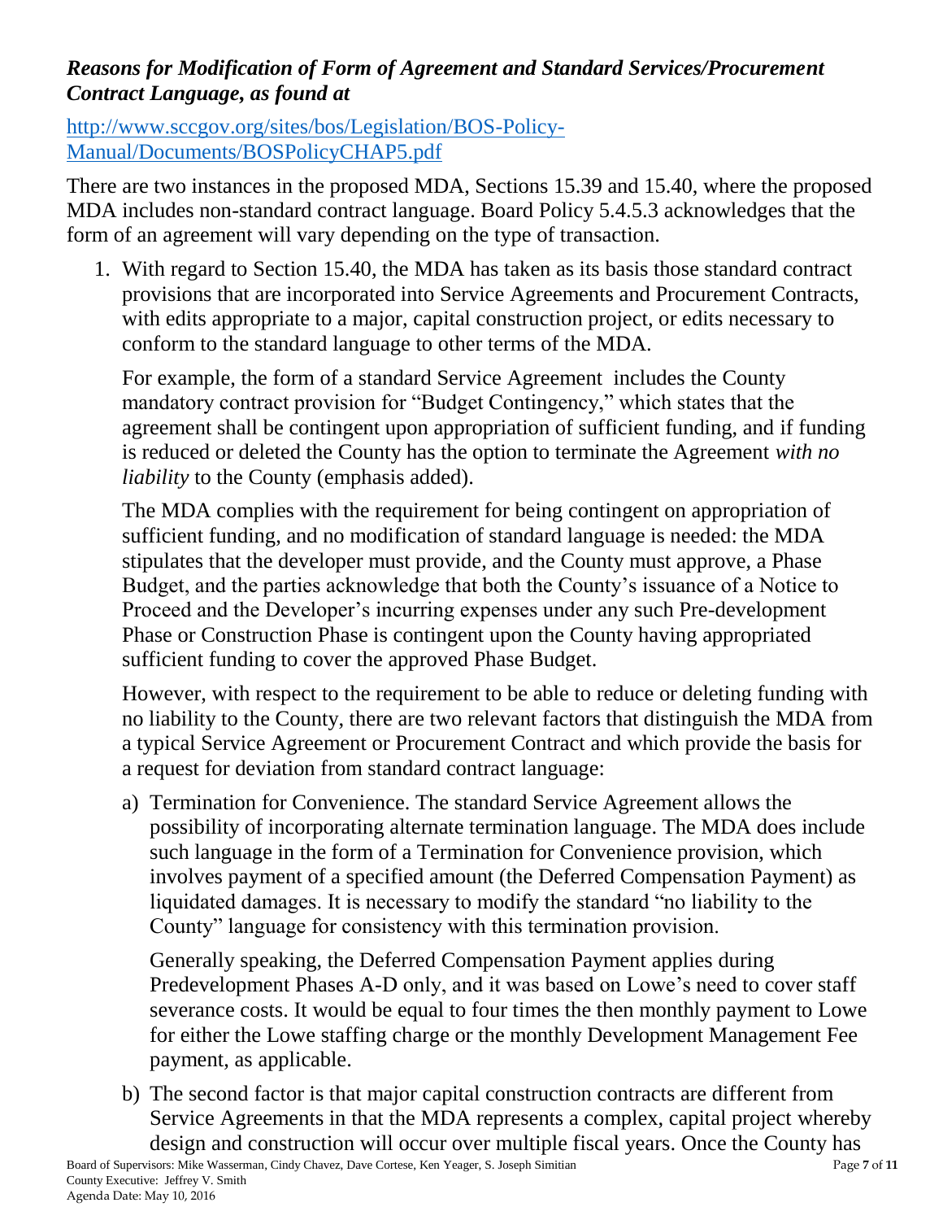***Reasons for Modification of Form of Agreement and Standard Services/Procurement Contract Language, as found at***

[http://www.sccgov.org/sites/bos/Legislation/BOS-Policy-Manual/Documents/BOSPolicyCHAP5.pdf](http://www.sccgov.org/sites/bos/Legislation/BOS-Policy-Manual/Documents/BOSPolicyCHAP5.pdf)

There are two instances in the proposed MDA, Sections 15.39 and 15.40, where the proposed MDA includes non-standard contract language. Board Policy 5.4.5.3 acknowledges that the form of an agreement will vary depending on the type of transaction.

1. With regard to Section 15.40, the MDA has taken as its basis those standard contract provisions that are incorporated into Service Agreements and Procurement Contracts, with edits appropriate to a major, capital construction project, or edits necessary to conform to the standard language to other terms of the MDA.

   For example, the form of a standard Service Agreement includes the County mandatory contract provision for "Budget Contingency," which states that the agreement shall be contingent upon appropriation of sufficient funding, and if funding is reduced or deleted the County has the option to terminate the Agreement *with no liability* to the County (emphasis added).

   The MDA complies with the requirement for being contingent on appropriation of sufficient funding, and no modification of standard language is needed: the MDA stipulates that the developer must provide, and the County must approve, a Phase Budget, and the parties acknowledge that both the County's issuance of a Notice to Proceed and the Developer's incurring expenses under any such Pre-development Phase or Construction Phase is contingent upon the County having appropriated sufficient funding to cover the approved Phase Budget.

   However, with respect to the requirement to be able to reduce or deleting funding with no liability to the County, there are two relevant factors that distinguish the MDA from a typical Service Agreement or Procurement Contract and which provide the basis for a request for deviation from standard contract language:

   a) Termination for Convenience. The standard Service Agreement allows the possibility of incorporating alternate termination language. The MDA does include such language in the form of a Termination for Convenience provision, which involves payment of a specified amount (the Deferred Compensation Payment) as liquidated damages. It is necessary to modify the standard "no liability to the County" language for consistency with this termination provision.

      Generally speaking, the Deferred Compensation Payment applies during Predevelopment Phases A-D only, and it was based on Lowe's need to cover staff severance costs. It would be equal to four times the then monthly payment to Lowe for either the Lowe staffing charge or the monthly Development Management Fee payment, as applicable.

   b) The second factor is that major capital construction contracts are different from Service Agreements in that the MDA represents a complex, capital project whereby design and construction will occur over multiple fiscal years. Once the County has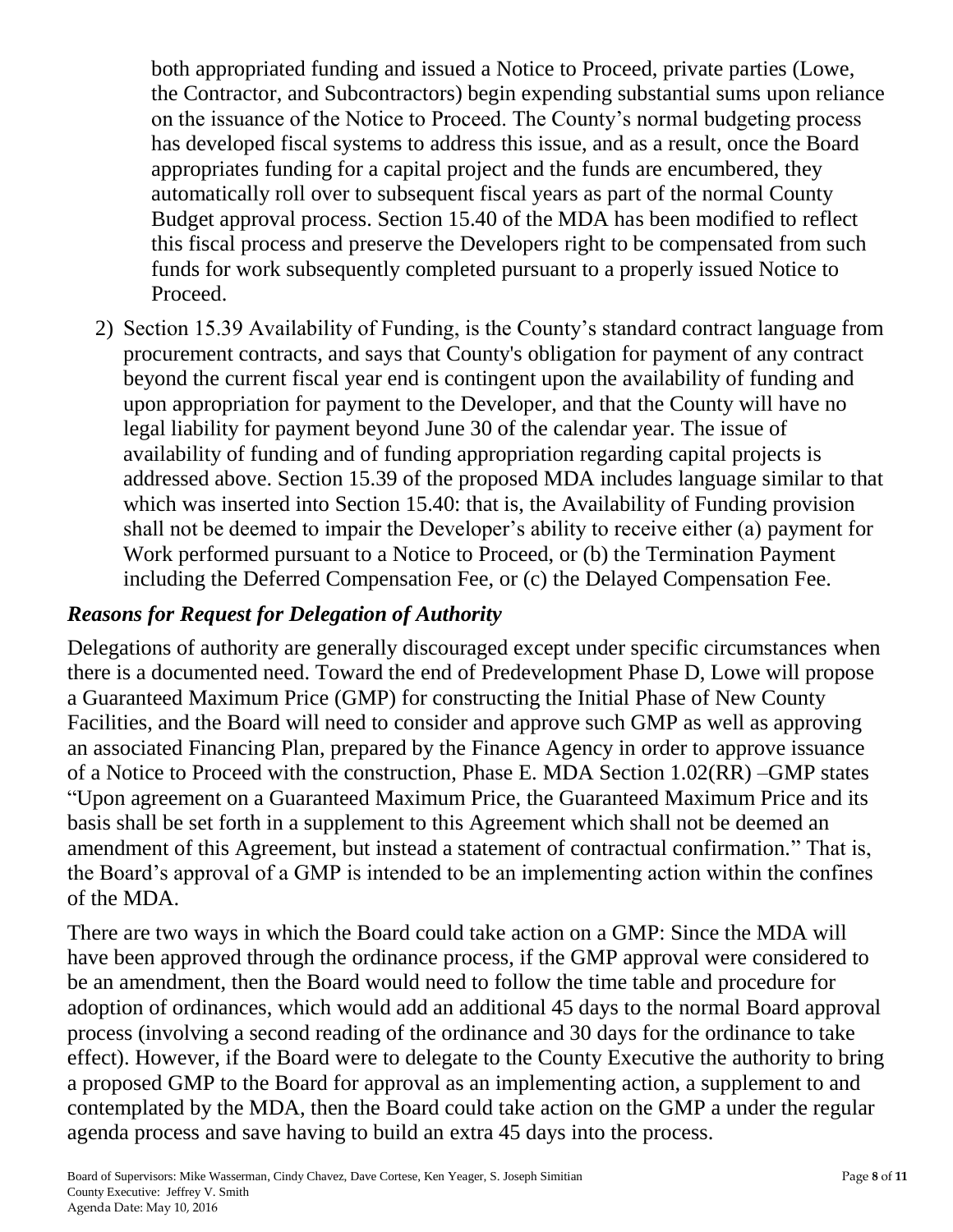both appropriated funding and issued a Notice to Proceed, private parties (Lowe, the Contractor, and Subcontractors) begin expending substantial sums upon reliance on the issuance of the Notice to Proceed. The County's normal budgeting process has developed fiscal systems to address this issue, and as a result, once the Board appropriates funding for a capital project and the funds are encumbered, they automatically roll over to subsequent fiscal years as part of the normal County Budget approval process. Section 15.40 of the MDA has been modified to reflect this fiscal process and preserve the Developers right to be compensated from such funds for work subsequently completed pursuant to a properly issued Notice to Proceed.

2) Section 15.39 Availability of Funding, is the County's standard contract language from procurement contracts, and says that County's obligation for payment of any contract beyond the current fiscal year end is contingent upon the availability of funding and upon appropriation for payment to the Developer, and that the County will have no legal liability for payment beyond June 30 of the calendar year. The issue of availability of funding and of funding appropriation regarding capital projects is addressed above. Section 15.39 of the proposed MDA includes language similar to that which was inserted into Section 15.40: that is, the Availability of Funding provision shall not be deemed to impair the Developer's ability to receive either (a) payment for Work performed pursuant to a Notice to Proceed, or (b) the Termination Payment including the Deferred Compensation Fee, or (c) the Delayed Compensation Fee.

### *Reasons for Request for Delegation of Authority*

Delegations of authority are generally discouraged except under specific circumstances when there is a documented need. Toward the end of Predevelopment Phase D, Lowe will propose a Guaranteed Maximum Price (GMP) for constructing the Initial Phase of New County Facilities, and the Board will need to consider and approve such GMP as well as approving an associated Financing Plan, prepared by the Finance Agency in order to approve issuance of a Notice to Proceed with the construction, Phase E. MDA Section 1.02(RR) –GMP states "Upon agreement on a Guaranteed Maximum Price, the Guaranteed Maximum Price and its basis shall be set forth in a supplement to this Agreement which shall not be deemed an amendment of this Agreement, but instead a statement of contractual confirmation." That is, the Board's approval of a GMP is intended to be an implementing action within the confines of the MDA.

There are two ways in which the Board could take action on a GMP: Since the MDA will have been approved through the ordinance process, if the GMP approval were considered to be an amendment, then the Board would need to follow the time table and procedure for adoption of ordinances, which would add an additional 45 days to the normal Board approval process (involving a second reading of the ordinance and 30 days for the ordinance to take effect). However, if the Board were to delegate to the County Executive the authority to bring a proposed GMP to the Board for approval as an implementing action, a supplement to and contemplated by the MDA, then the Board could take action on the GMP a under the regular agenda process and save having to build an extra 45 days into the process.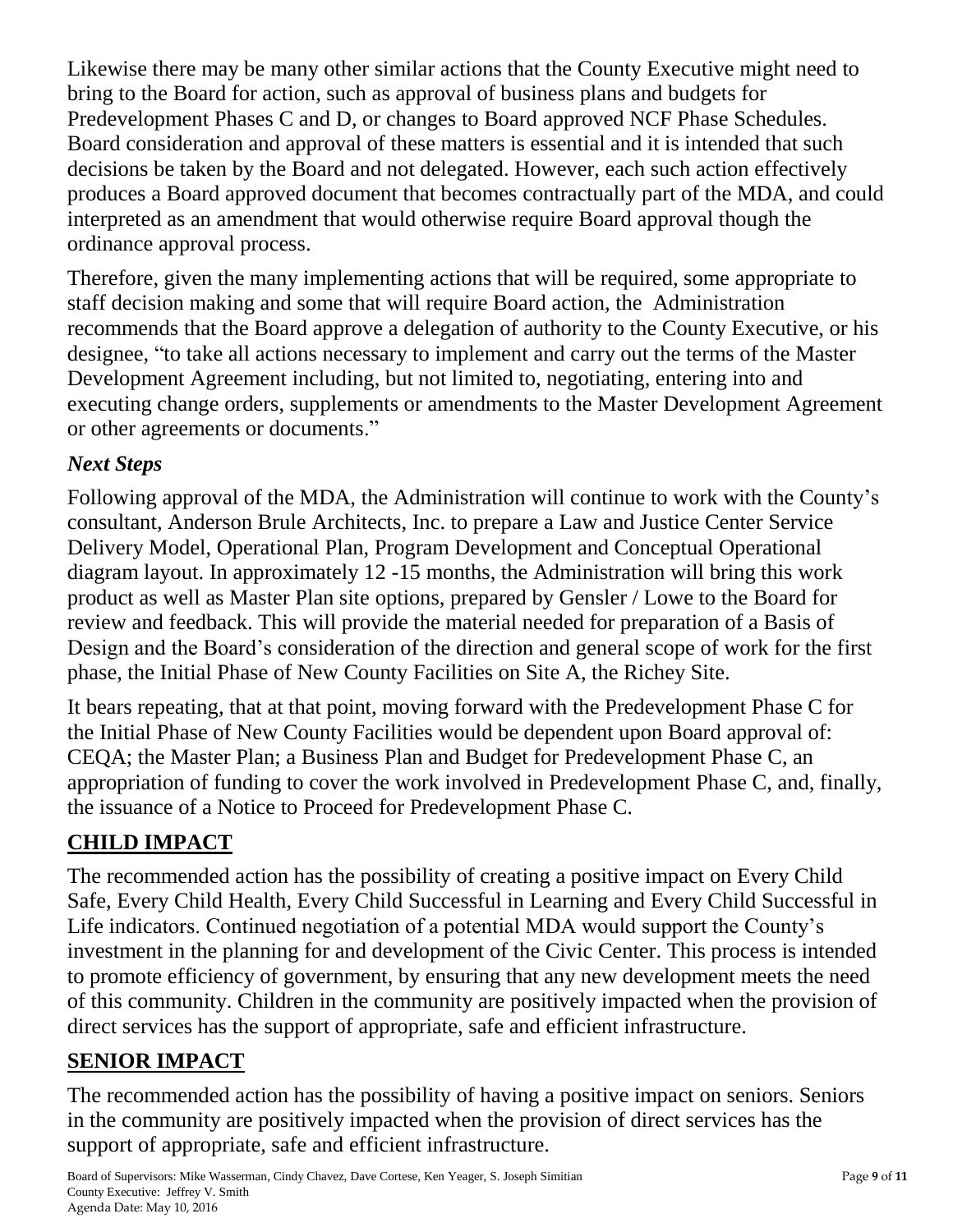Likewise there may be many other similar actions that the County Executive might need to bring to the Board for action, such as approval of business plans and budgets for Predevelopment Phases C and D, or changes to Board approved NCF Phase Schedules. Board consideration and approval of these matters is essential and it is intended that such decisions be taken by the Board and not delegated. However, each such action effectively produces a Board approved document that becomes contractually part of the MDA, and could interpreted as an amendment that would otherwise require Board approval though the ordinance approval process.

Therefore, given the many implementing actions that will be required, some appropriate to staff decision making and some that will require Board action, the Administration recommends that the Board approve a delegation of authority to the County Executive, or his designee, "to take all actions necessary to implement and carry out the terms of the Master Development Agreement including, but not limited to, negotiating, entering into and executing change orders, supplements or amendments to the Master Development Agreement or other agreements or documents."

### *Next Steps*

Following approval of the MDA, the Administration will continue to work with the County's consultant, Anderson Brule Architects, Inc. to prepare a Law and Justice Center Service Delivery Model, Operational Plan, Program Development and Conceptual Operational diagram layout. In approximately 12 -15 months, the Administration will bring this work product as well as Master Plan site options, prepared by Gensler / Lowe to the Board for review and feedback. This will provide the material needed for preparation of a Basis of Design and the Board's consideration of the direction and general scope of work for the first phase, the Initial Phase of New County Facilities on Site A, the Richey Site.

It bears repeating, that at that point, moving forward with the Predevelopment Phase C for the Initial Phase of New County Facilities would be dependent upon Board approval of: CEQA; the Master Plan; a Business Plan and Budget for Predevelopment Phase C, an appropriation of funding to cover the work involved in Predevelopment Phase C, and, finally, the issuance of a Notice to Proceed for Predevelopment Phase C.

## CHILD IMPACT

The recommended action has the possibility of creating a positive impact on Every Child Safe, Every Child Health, Every Child Successful in Learning and Every Child Successful in Life indicators. Continued negotiation of a potential MDA would support the County's investment in the planning for and development of the Civic Center. This process is intended to promote efficiency of government, by ensuring that any new development meets the need of this community. Children in the community are positively impacted when the provision of direct services has the support of appropriate, safe and efficient infrastructure.

## SENIOR IMPACT

The recommended action has the possibility of having a positive impact on seniors. Seniors in the community are positively impacted when the provision of direct services has the support of appropriate, safe and efficient infrastructure.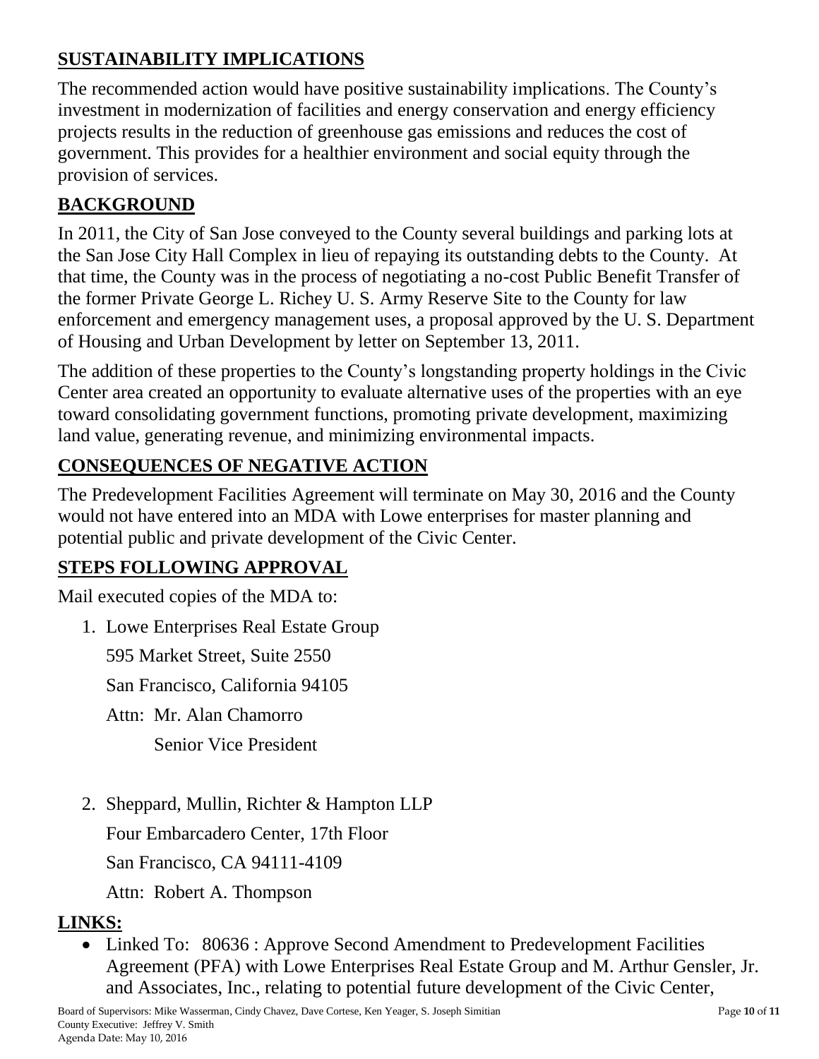## SUSTAINABILITY IMPLICATIONS

The recommended action would have positive sustainability implications. The County's investment in modernization of facilities and energy conservation and energy efficiency projects results in the reduction of greenhouse gas emissions and reduces the cost of government. This provides for a healthier environment and social equity through the provision of services.

## BACKGROUND

In 2011, the City of San Jose conveyed to the County several buildings and parking lots at the San Jose City Hall Complex in lieu of repaying its outstanding debts to the County. At that time, the County was in the process of negotiating a no-cost Public Benefit Transfer of the former Private George L. Richey U. S. Army Reserve Site to the County for law enforcement and emergency management uses, a proposal approved by the U. S. Department of Housing and Urban Development by letter on September 13, 2011.

The addition of these properties to the County's longstanding property holdings in the Civic Center area created an opportunity to evaluate alternative uses of the properties with an eye toward consolidating government functions, promoting private development, maximizing land value, generating revenue, and minimizing environmental impacts.

## CONSEQUENCES OF NEGATIVE ACTION

The Predevelopment Facilities Agreement will terminate on May 30, 2016 and the County would not have entered into an MDA with Lowe enterprises for master planning and potential public and private development of the Civic Center.

## STEPS FOLLOWING APPROVAL

Mail executed copies of the MDA to:

1. Lowe Enterprises Real Estate Group
   595 Market Street, Suite 2550
   San Francisco, California 94105
   Attn: Mr. Alan Chamorro
   Senior Vice President

2. Sheppard, Mullin, Richter & Hampton LLP
   Four Embarcadero Center, 17th Floor
   San Francisco, CA 94111-4109
   Attn: Robert A. Thompson

## LINKS:

- Linked To: 80636 : Approve Second Amendment to Predevelopment Facilities Agreement (PFA) with Lowe Enterprises Real Estate Group and M. Arthur Gensler, Jr. and Associates, Inc., relating to potential future development of the Civic Center,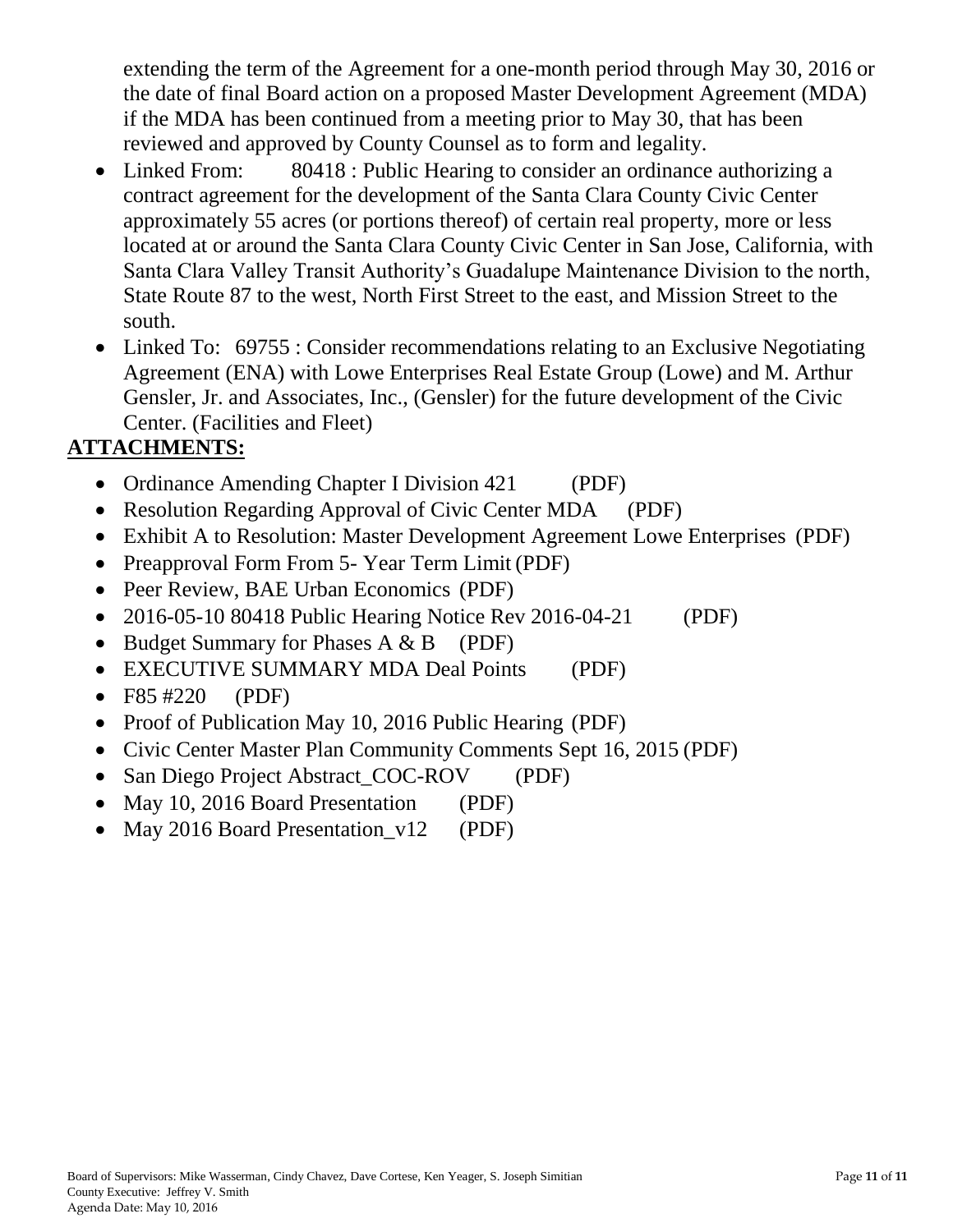extending the term of the Agreement for a one-month period through May 30, 2016 or the date of final Board action on a proposed Master Development Agreement (MDA) if the MDA has been continued from a meeting prior to May 30, that has been reviewed and approved by County Counsel as to form and legality.

- Linked From: 80418 : Public Hearing to consider an ordinance authorizing a contract agreement for the development of the Santa Clara County Civic Center approximately 55 acres (or portions thereof) of certain real property, more or less located at or around the Santa Clara County Civic Center in San Jose, California, with Santa Clara Valley Transit Authority's Guadalupe Maintenance Division to the north, State Route 87 to the west, North First Street to the east, and Mission Street to the south.
- Linked To: 69755 : Consider recommendations relating to an Exclusive Negotiating Agreement (ENA) with Lowe Enterprises Real Estate Group (Lowe) and M. Arthur Gensler, Jr. and Associates, Inc., (Gensler) for the future development of the Civic Center. (Facilities and Fleet)

## ATTACHMENTS:

- Ordinance Amending Chapter I Division 421 (PDF)
- Resolution Regarding Approval of Civic Center MDA (PDF)
- Exhibit A to Resolution: Master Development Agreement Lowe Enterprises (PDF)
- Preapproval Form From 5- Year Term Limit (PDF)
- Peer Review, BAE Urban Economics (PDF)
- 2016-05-10 80418 Public Hearing Notice Rev 2016-04-21 (PDF)
- Budget Summary for Phases A & B (PDF)
- EXECUTIVE SUMMARY MDA Deal Points (PDF)
- F85 #220 (PDF)
- Proof of Publication May 10, 2016 Public Hearing (PDF)
- Civic Center Master Plan Community Comments Sept 16, 2015 (PDF)
- San Diego Project Abstract_COC-ROV (PDF)
- May 10, 2016 Board Presentation (PDF)
- May 2016 Board Presentation_v12 (PDF)